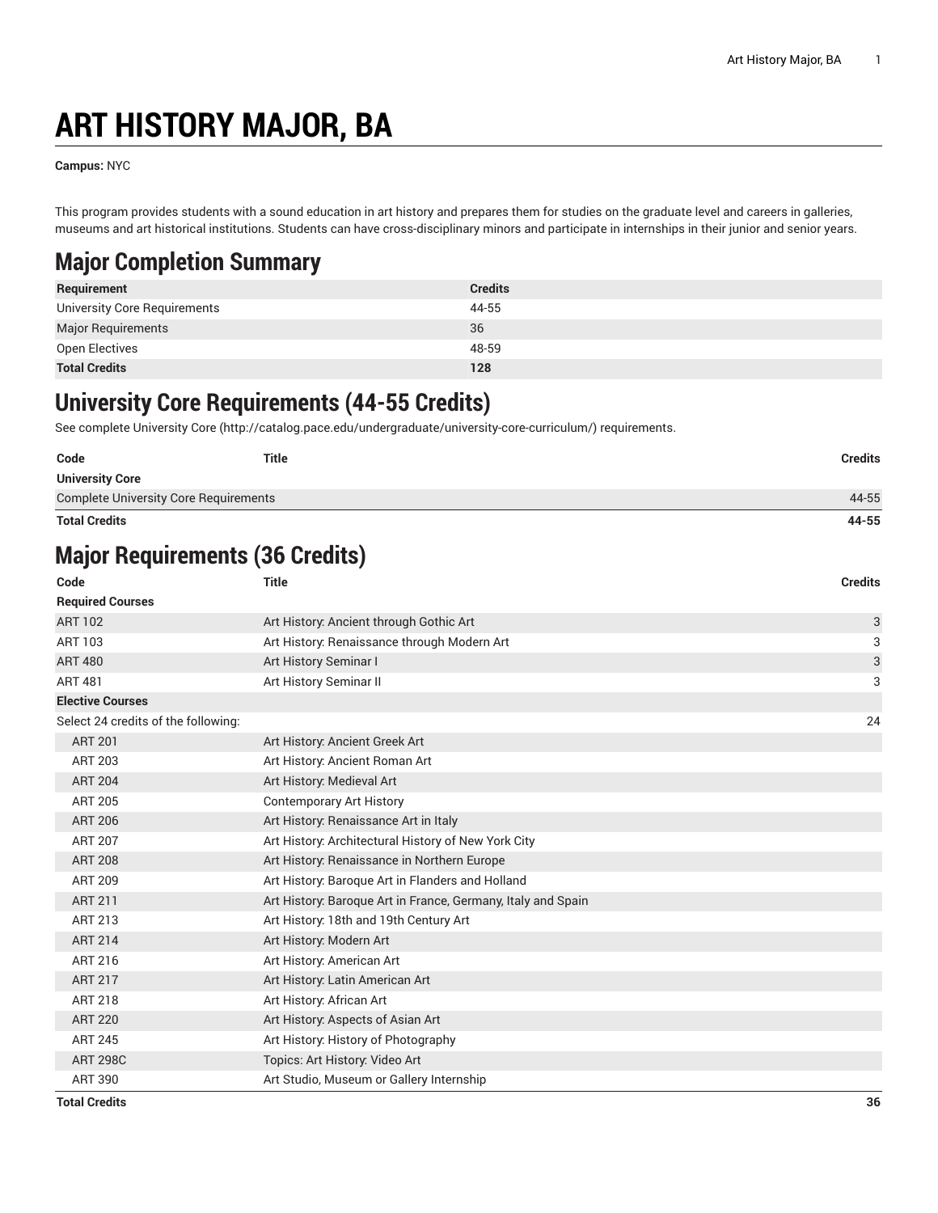# ART HISTORY MAJOR, BA

**Campus:** NYC

This program provides students with a sound education in art history and prepares them for studies on the graduate level and careers in galleries, museums and art historical institutions. Students can have cross-disciplinary minors and participate in internships in their junior and senior years.

## Major Completion Summary

| Requirement | Credits |
|---|---|
| University Core Requirements | 44-55 |
| Major Requirements | 36 |
| Open Electives | 48-59 |
| **Total Credits** | **128** |

## University Core Requirements (44-55 Credits)

See complete University Core (http://catalog.pace.edu/undergraduate/university-core-curriculum/) requirements.

| Code | Title | Credits |
|---|---|---|
| **University Core** | | |
| Complete University Core Requirements | | 44-55 |
| **Total Credits** | | **44-55** |

## Major Requirements (36 Credits)

| Code | Title | Credits |
|---|---|---|
| **Required Courses** | | |
| ART 102 | Art History: Ancient through Gothic Art | 3 |
| ART 103 | Art History: Renaissance through Modern Art | 3 |
| ART 480 | Art History Seminar I | 3 |
| ART 481 | Art History Seminar II | 3 |
| **Elective Courses** | | |
| Select 24 credits of the following: | | 24 |
| ART 201 | Art History: Ancient Greek Art | |
| ART 203 | Art History: Ancient Roman Art | |
| ART 204 | Art History: Medieval Art | |
| ART 205 | Contemporary Art History | |
| ART 206 | Art History: Renaissance Art in Italy | |
| ART 207 | Art History: Architectural History of New York City | |
| ART 208 | Art History: Renaissance in Northern Europe | |
| ART 209 | Art History: Baroque Art in Flanders and Holland | |
| ART 211 | Art History: Baroque Art in France, Germany, Italy and Spain | |
| ART 213 | Art History: 18th and 19th Century Art | |
| ART 214 | Art History: Modern Art | |
| ART 216 | Art History: American Art | |
| ART 217 | Art History: Latin American Art | |
| ART 218 | Art History: African Art | |
| ART 220 | Art History: Aspects of Asian Art | |
| ART 245 | Art History: History of Photography | |
| ART 298C | Topics: Art History: Video Art | |
| ART 390 | Art Studio, Museum or Gallery Internship | |
| **Total Credits** | | **36** |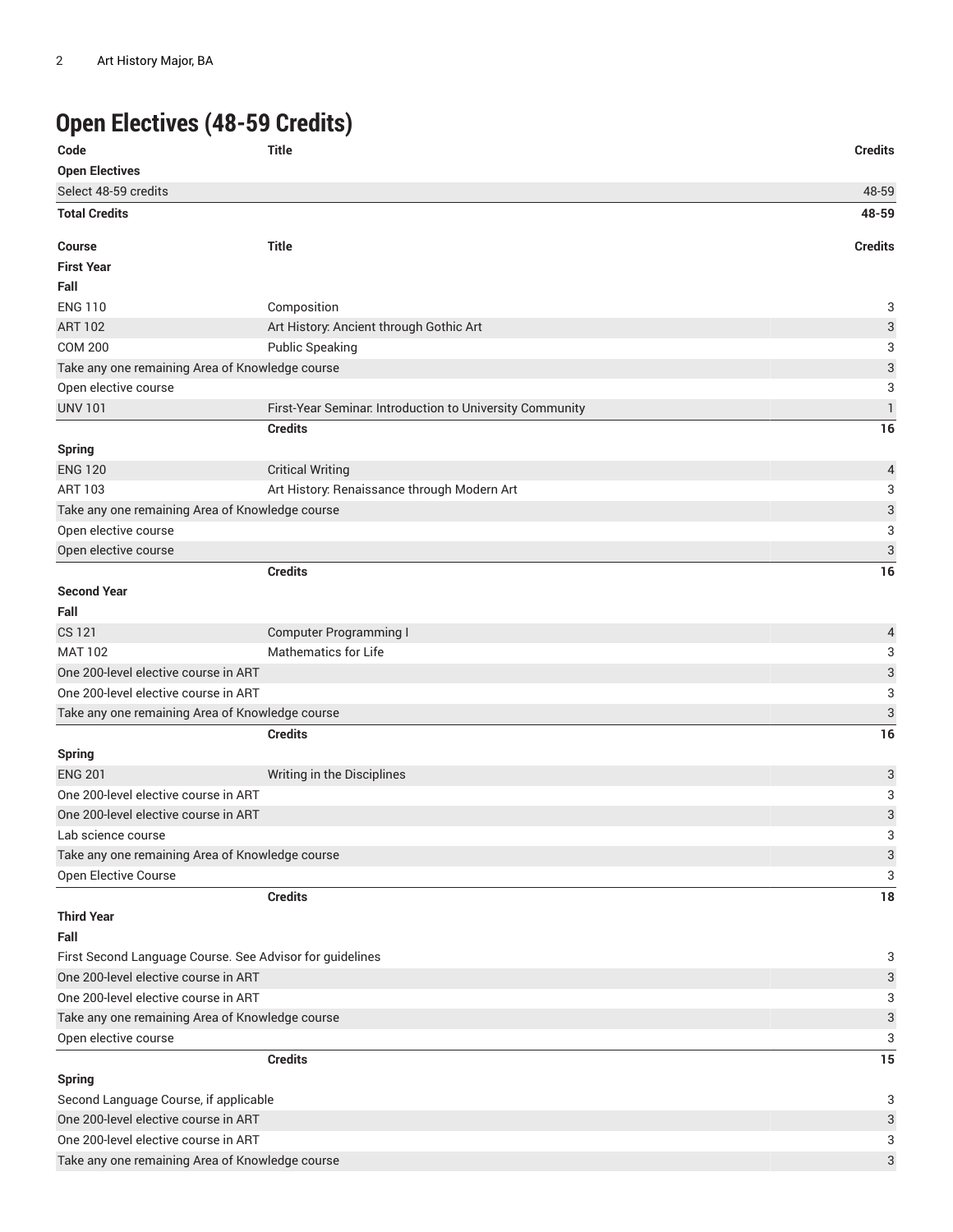## Open Electives (48-59 Credits)

| Code | Title | Credits |
|---|---|---|
| **Open Electives** | | |
| Select 48-59 credits | | 48-59 |
| **Total Credits** | | **48-59** |

| Course | Title | Credits |
|---|---|---|
| **First Year** | | |
| **Fall** | | |
| ENG 110 | Composition | 3 |
| ART 102 | Art History: Ancient through Gothic Art | 3 |
| COM 200 | Public Speaking | 3 |
| Take any one remaining Area of Knowledge course | | 3 |
| Open elective course | | 3 |
| UNV 101 | First-Year Seminar: Introduction to University Community | 1 |
| | **Credits** | **16** |
| **Spring** | | |
| ENG 120 | Critical Writing | 4 |
| ART 103 | Art History: Renaissance through Modern Art | 3 |
| Take any one remaining Area of Knowledge course | | 3 |
| Open elective course | | 3 |
| Open elective course | | 3 |
| | **Credits** | **16** |
| **Second Year** | | |
| **Fall** | | |
| CS 121 | Computer Programming I | 4 |
| MAT 102 | Mathematics for Life | 3 |
| One 200-level elective course in ART | | 3 |
| One 200-level elective course in ART | | 3 |
| Take any one remaining Area of Knowledge course | | 3 |
| | **Credits** | **16** |
| **Spring** | | |
| ENG 201 | Writing in the Disciplines | 3 |
| One 200-level elective course in ART | | 3 |
| One 200-level elective course in ART | | 3 |
| Lab science course | | 3 |
| Take any one remaining Area of Knowledge course | | 3 |
| Open Elective Course | | 3 |
| | **Credits** | **18** |
| **Third Year** | | |
| **Fall** | | |
| First Second Language Course. See Advisor for guidelines | | 3 |
| One 200-level elective course in ART | | 3 |
| One 200-level elective course in ART | | 3 |
| Take any one remaining Area of Knowledge course | | 3 |
| Open elective course | | 3 |
| | **Credits** | **15** |
| **Spring** | | |
| Second Language Course, if applicable | | 3 |
| One 200-level elective course in ART | | 3 |
| One 200-level elective course in ART | | 3 |
| Take any one remaining Area of Knowledge course | | 3 |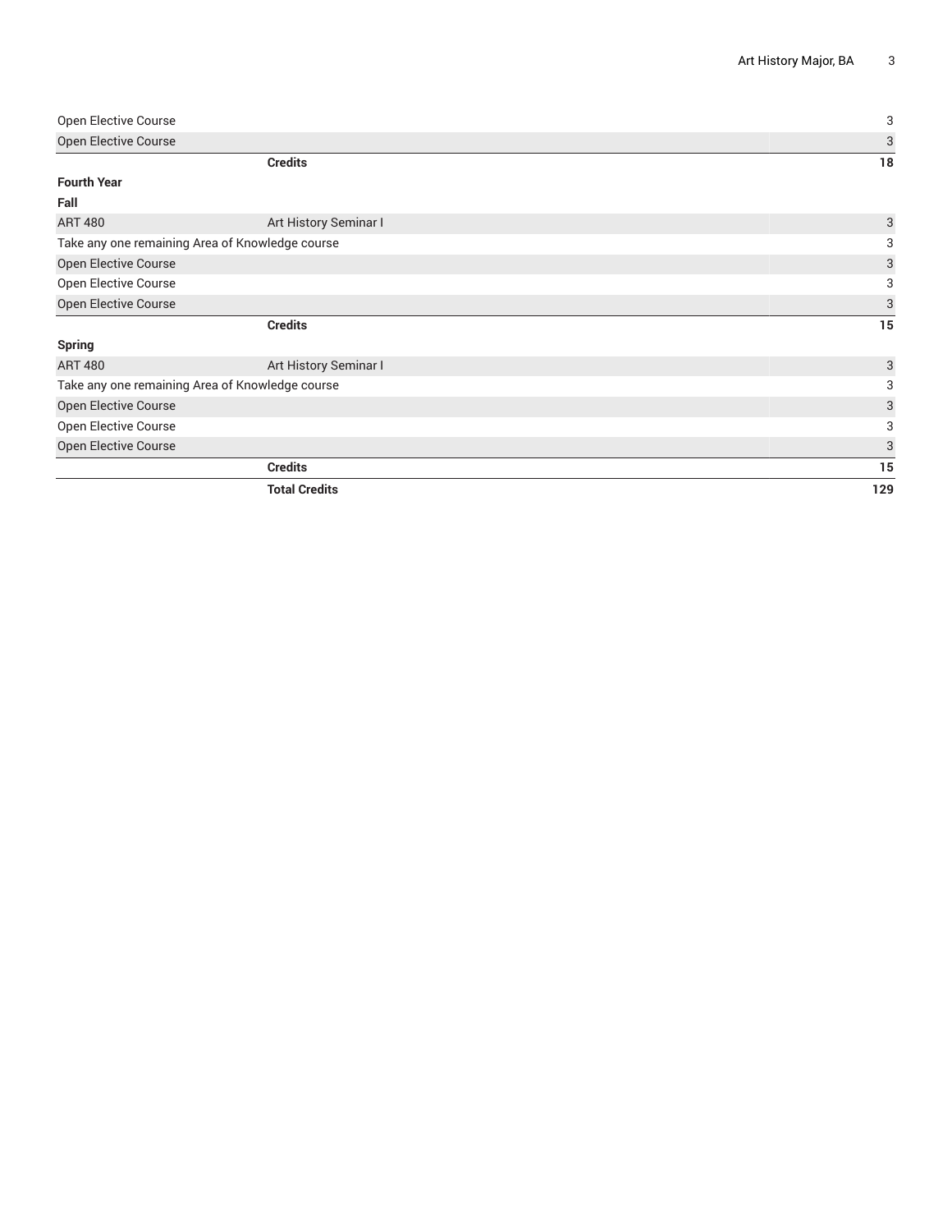| | | |
| --- | --- | --- |
| Open Elective Course | | 3 |
| Open Elective Course | | 3 |
| | **Credits** | **18** |
| **Fourth Year** | | |
| **Fall** | | |
| ART 480 | Art History Seminar I | 3 |
| Take any one remaining Area of Knowledge course | | 3 |
| Open Elective Course | | 3 |
| Open Elective Course | | 3 |
| Open Elective Course | | 3 |
| | **Credits** | **15** |
| **Spring** | | |
| ART 480 | Art History Seminar I | 3 |
| Take any one remaining Area of Knowledge course | | 3 |
| Open Elective Course | | 3 |
| Open Elective Course | | 3 |
| Open Elective Course | | 3 |
| | **Credits** | **15** |
| | **Total Credits** | **129** |